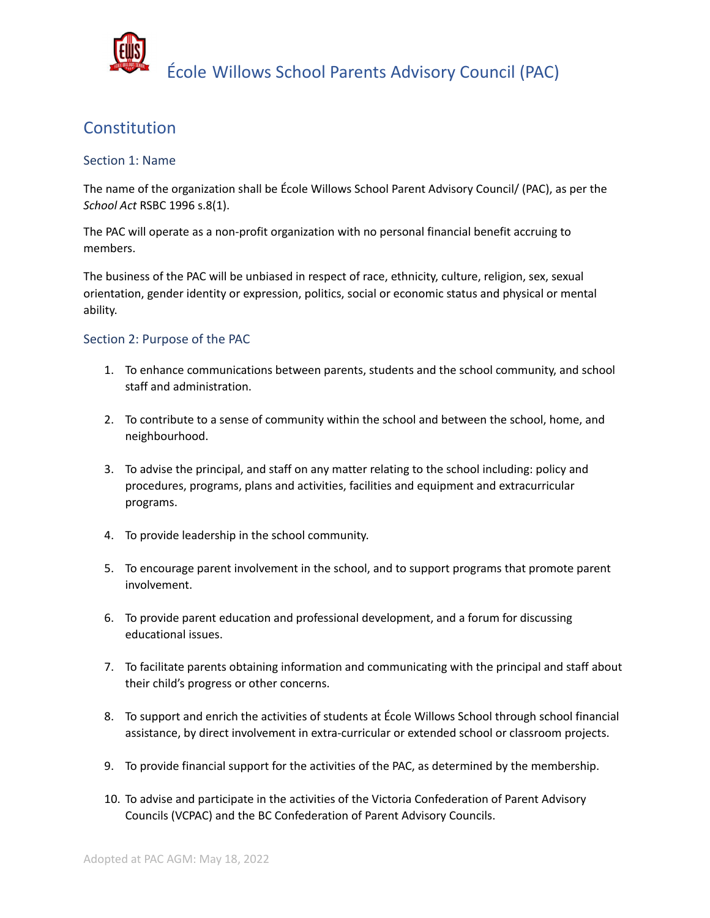# École Willows School Parents Advisory Council (PAC)

## Constitution

### Section 1: Name

The name of the organization shall be École Willows School Parent Advisory Council/ (PAC), as per the *School Act* RSBC 1996 s.8(1).

The PAC will operate as a non-profit organization with no personal financial benefit accruing to members.

The business of the PAC will be unbiased in respect of race, ethnicity, culture, religion, sex, sexual orientation, gender identity or expression, politics, social or economic status and physical or mental ability.

### Section 2: Purpose of the PAC

1. To enhance communications between parents, students and the school community, and school staff and administration.

2. To contribute to a sense of community within the school and between the school, home, and neighbourhood.

3. To advise the principal, and staff on any matter relating to the school including: policy and procedures, programs, plans and activities, facilities and equipment and extracurricular programs.

4. To provide leadership in the school community.

5. To encourage parent involvement in the school, and to support programs that promote parent involvement.

6. To provide parent education and professional development, and a forum for discussing educational issues.

7. To facilitate parents obtaining information and communicating with the principal and staff about their child's progress or other concerns.

8. To support and enrich the activities of students at École Willows School through school financial assistance, by direct involvement in extra-curricular or extended school or classroom projects.

9. To provide financial support for the activities of the PAC, as determined by the membership.

10. To advise and participate in the activities of the Victoria Confederation of Parent Advisory Councils (VCPAC) and the BC Confederation of Parent Advisory Councils.

Adopted at PAC AGM: May 18, 2022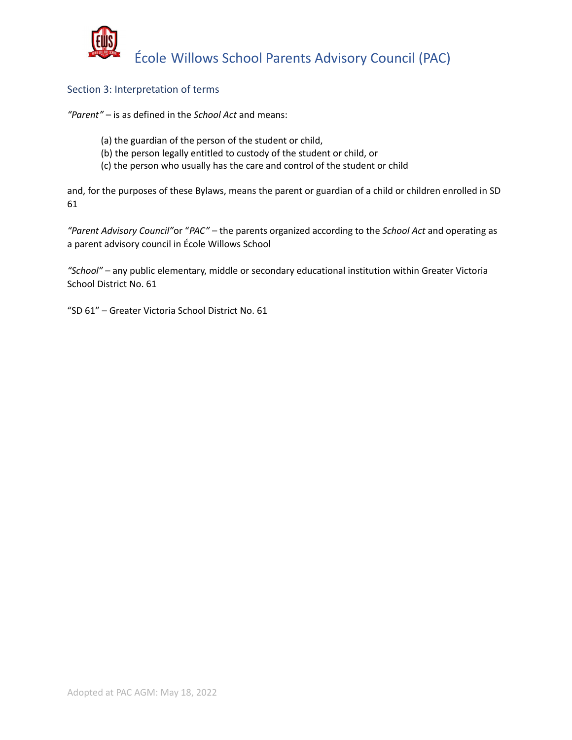## Section 3: Interpretation of terms

*"Parent"* – is as defined in the *School Act* and means:

(a) the guardian of the person of the student or child,
(b) the person legally entitled to custody of the student or child, or
(c) the person who usually has the care and control of the student or child

and, for the purposes of these Bylaws, means the parent or guardian of a child or children enrolled in SD 61

*"Parent Advisory Council"* or "*PAC"* – the parents organized according to the *School Act* and operating as a parent advisory council in École Willows School

*"School"* – any public elementary, middle or secondary educational institution within Greater Victoria School District No. 61

"SD 61" – Greater Victoria School District No. 61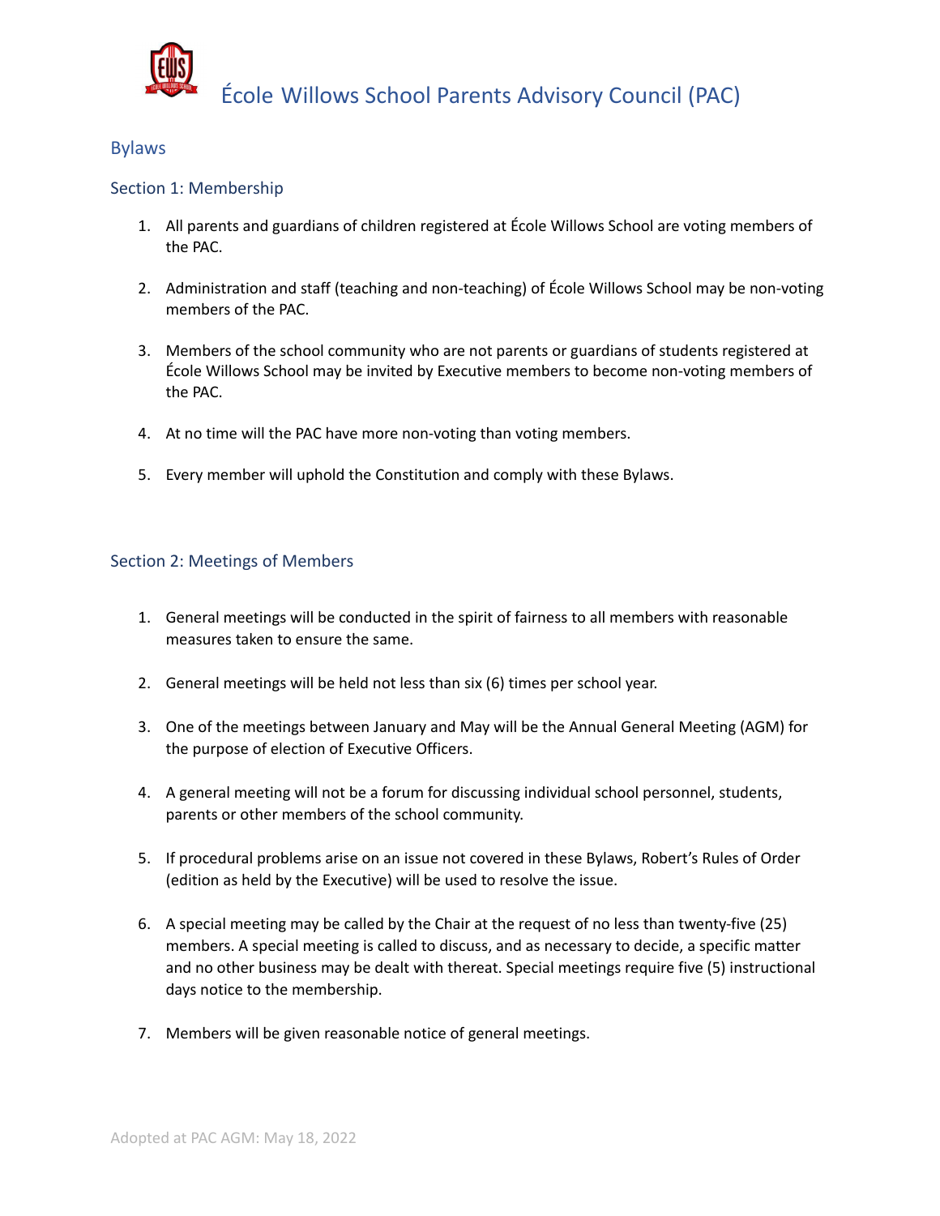# École Willows School Parents Advisory Council (PAC)

## Bylaws

### Section 1: Membership

1. All parents and guardians of children registered at École Willows School are voting members of the PAC.

2. Administration and staff (teaching and non-teaching) of École Willows School may be non-voting members of the PAC.

3. Members of the school community who are not parents or guardians of students registered at École Willows School may be invited by Executive members to become non-voting members of the PAC.

4. At no time will the PAC have more non-voting than voting members.

5. Every member will uphold the Constitution and comply with these Bylaws.

### Section 2: Meetings of Members

1. General meetings will be conducted in the spirit of fairness to all members with reasonable measures taken to ensure the same.

2. General meetings will be held not less than six (6) times per school year.

3. One of the meetings between January and May will be the Annual General Meeting (AGM) for the purpose of election of Executive Officers.

4. A general meeting will not be a forum for discussing individual school personnel, students, parents or other members of the school community.

5. If procedural problems arise on an issue not covered in these Bylaws, Robert's Rules of Order (edition as held by the Executive) will be used to resolve the issue.

6. A special meeting may be called by the Chair at the request of no less than twenty-five (25) members. A special meeting is called to discuss, and as necessary to decide, a specific matter and no other business may be dealt with thereat. Special meetings require five (5) instructional days notice to the membership.

7. Members will be given reasonable notice of general meetings.

Adopted at PAC AGM: May 18, 2022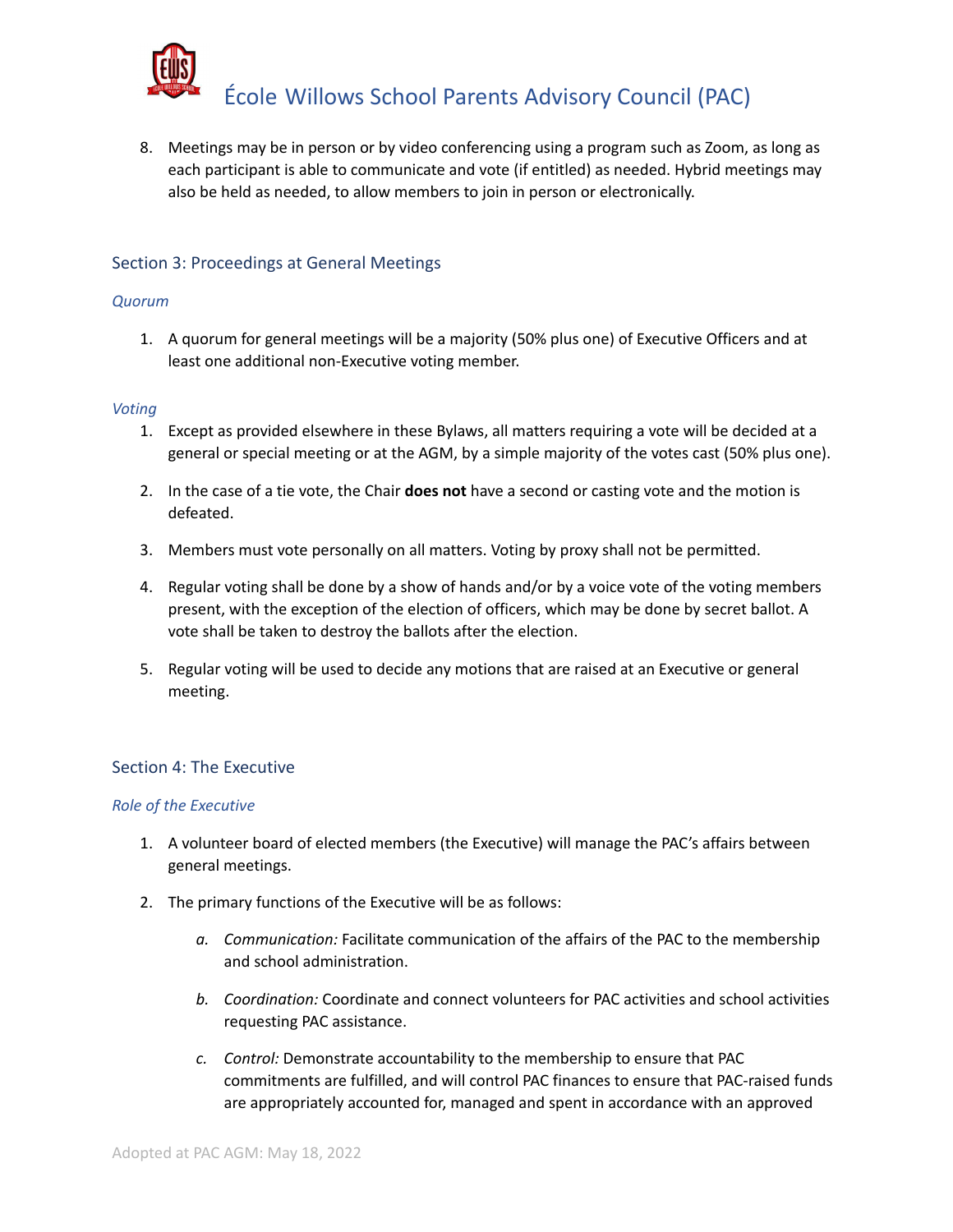8. Meetings may be in person or by video conferencing using a program such as Zoom, as long as each participant is able to communicate and vote (if entitled) as needed. Hybrid meetings may also be held as needed, to allow members to join in person or electronically.

## Section 3: Proceedings at General Meetings

### *Quorum*

1. A quorum for general meetings will be a majority (50% plus one) of Executive Officers and at least one additional non-Executive voting member.

### *Voting*

1. Except as provided elsewhere in these Bylaws, all matters requiring a vote will be decided at a general or special meeting or at the AGM, by a simple majority of the votes cast (50% plus one).
2. In the case of a tie vote, the Chair **does not** have a second or casting vote and the motion is defeated.
3. Members must vote personally on all matters. Voting by proxy shall not be permitted.
4. Regular voting shall be done by a show of hands and/or by a voice vote of the voting members present, with the exception of the election of officers, which may be done by secret ballot. A vote shall be taken to destroy the ballots after the election.
5. Regular voting will be used to decide any motions that are raised at an Executive or general meeting.

## Section 4: The Executive

### *Role of the Executive*

1. A volunteer board of elected members (the Executive) will manage the PAC's affairs between general meetings.
2. The primary functions of the Executive will be as follows:
   a. *Communication:* Facilitate communication of the affairs of the PAC to the membership and school administration.
   b. *Coordination:* Coordinate and connect volunteers for PAC activities and school activities requesting PAC assistance.
   c. *Control:* Demonstrate accountability to the membership to ensure that PAC commitments are fulfilled, and will control PAC finances to ensure that PAC-raised funds are appropriately accounted for, managed and spent in accordance with an approved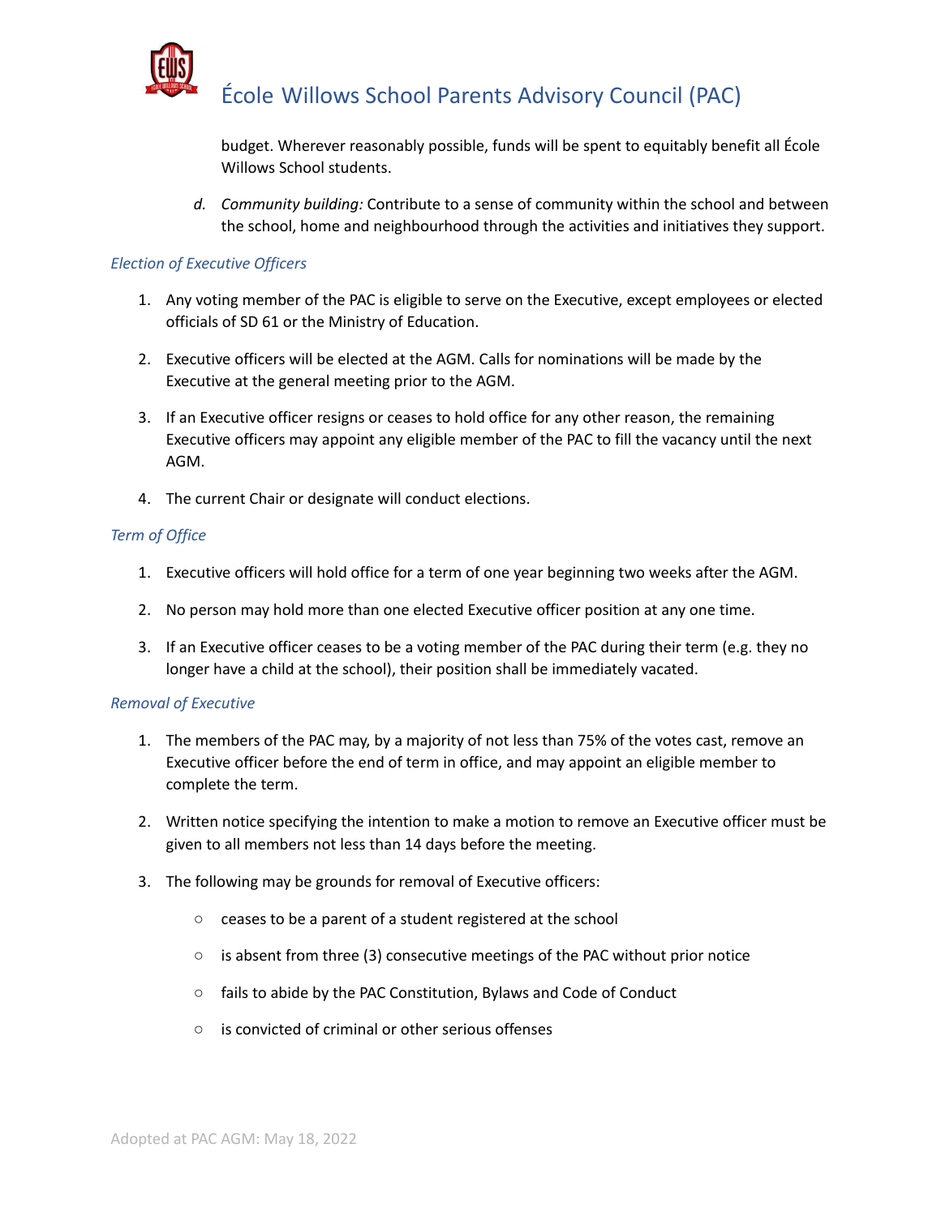budget. Wherever reasonably possible, funds will be spent to equitably benefit all École Willows School students.

d. *Community building:* Contribute to a sense of community within the school and between the school, home and neighbourhood through the activities and initiatives they support.

### *Election of Executive Officers*

1. Any voting member of the PAC is eligible to serve on the Executive, except employees or elected officials of SD 61 or the Ministry of Education.

2. Executive officers will be elected at the AGM. Calls for nominations will be made by the Executive at the general meeting prior to the AGM.

3. If an Executive officer resigns or ceases to hold office for any other reason, the remaining Executive officers may appoint any eligible member of the PAC to fill the vacancy until the next AGM.

4. The current Chair or designate will conduct elections.

### *Term of Office*

1. Executive officers will hold office for a term of one year beginning two weeks after the AGM.

2. No person may hold more than one elected Executive officer position at any one time.

3. If an Executive officer ceases to be a voting member of the PAC during their term (e.g. they no longer have a child at the school), their position shall be immediately vacated.

### *Removal of Executive*

1. The members of the PAC may, by a majority of not less than 75% of the votes cast, remove an Executive officer before the end of term in office, and may appoint an eligible member to complete the term.

2. Written notice specifying the intention to make a motion to remove an Executive officer must be given to all members not less than 14 days before the meeting.

3. The following may be grounds for removal of Executive officers:

   - ceases to be a parent of a student registered at the school
   - is absent from three (3) consecutive meetings of the PAC without prior notice
   - fails to abide by the PAC Constitution, Bylaws and Code of Conduct
   - is convicted of criminal or other serious offenses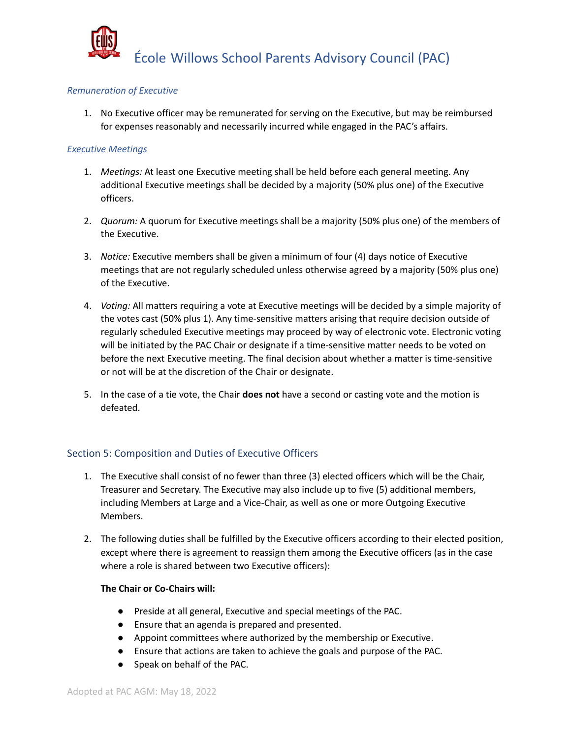*Remuneration of Executive*

1. No Executive officer may be remunerated for serving on the Executive, but may be reimbursed for expenses reasonably and necessarily incurred while engaged in the PAC's affairs.

*Executive Meetings*

1. *Meetings:* At least one Executive meeting shall be held before each general meeting. Any additional Executive meetings shall be decided by a majority (50% plus one) of the Executive officers.

2. *Quorum:* A quorum for Executive meetings shall be a majority (50% plus one) of the members of the Executive.

3. *Notice:* Executive members shall be given a minimum of four (4) days notice of Executive meetings that are not regularly scheduled unless otherwise agreed by a majority (50% plus one) of the Executive.

4. *Voting:* All matters requiring a vote at Executive meetings will be decided by a simple majority of the votes cast (50% plus 1). Any time-sensitive matters arising that require decision outside of regularly scheduled Executive meetings may proceed by way of electronic vote. Electronic voting will be initiated by the PAC Chair or designate if a time-sensitive matter needs to be voted on before the next Executive meeting. The final decision about whether a matter is time-sensitive or not will be at the discretion of the Chair or designate.

5. In the case of a tie vote, the Chair **does not** have a second or casting vote and the motion is defeated.

## Section 5: Composition and Duties of Executive Officers

1. The Executive shall consist of no fewer than three (3) elected officers which will be the Chair, Treasurer and Secretary. The Executive may also include up to five (5) additional members, including Members at Large and a Vice-Chair, as well as one or more Outgoing Executive Members.

2. The following duties shall be fulfilled by the Executive officers according to their elected position, except where there is agreement to reassign them among the Executive officers (as in the case where a role is shared between two Executive officers):

   **The Chair or Co-Chairs will:**

   - Preside at all general, Executive and special meetings of the PAC.
   - Ensure that an agenda is prepared and presented.
   - Appoint committees where authorized by the membership or Executive.
   - Ensure that actions are taken to achieve the goals and purpose of the PAC.
   - Speak on behalf of the PAC.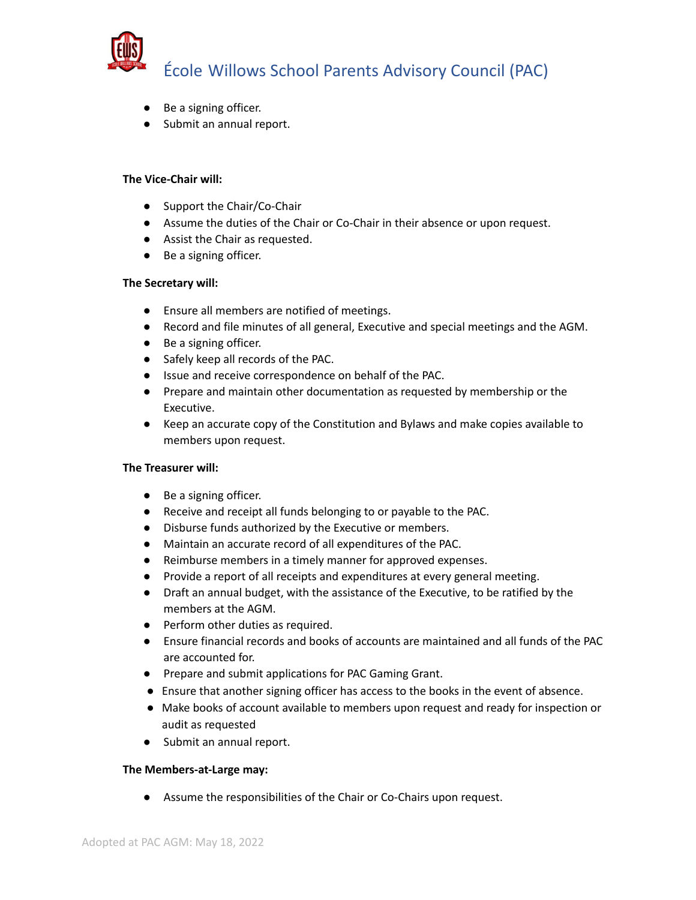- Be a signing officer.
- Submit an annual report.

**The Vice-Chair will:**

- Support the Chair/Co-Chair
- Assume the duties of the Chair or Co-Chair in their absence or upon request.
- Assist the Chair as requested.
- Be a signing officer.

**The Secretary will:**

- Ensure all members are notified of meetings.
- Record and file minutes of all general, Executive and special meetings and the AGM.
- Be a signing officer.
- Safely keep all records of the PAC.
- Issue and receive correspondence on behalf of the PAC.
- Prepare and maintain other documentation as requested by membership or the Executive.
- Keep an accurate copy of the Constitution and Bylaws and make copies available to members upon request.

**The Treasurer will:**

- Be a signing officer.
- Receive and receipt all funds belonging to or payable to the PAC.
- Disburse funds authorized by the Executive or members.
- Maintain an accurate record of all expenditures of the PAC.
- Reimburse members in a timely manner for approved expenses.
- Provide a report of all receipts and expenditures at every general meeting.
- Draft an annual budget, with the assistance of the Executive, to be ratified by the members at the AGM.
- Perform other duties as required.
- Ensure financial records and books of accounts are maintained and all funds of the PAC are accounted for.
- Prepare and submit applications for PAC Gaming Grant.
- Ensure that another signing officer has access to the books in the event of absence.
- Make books of account available to members upon request and ready for inspection or audit as requested
- Submit an annual report.

**The Members-at-Large may:**

- Assume the responsibilities of the Chair or Co-Chairs upon request.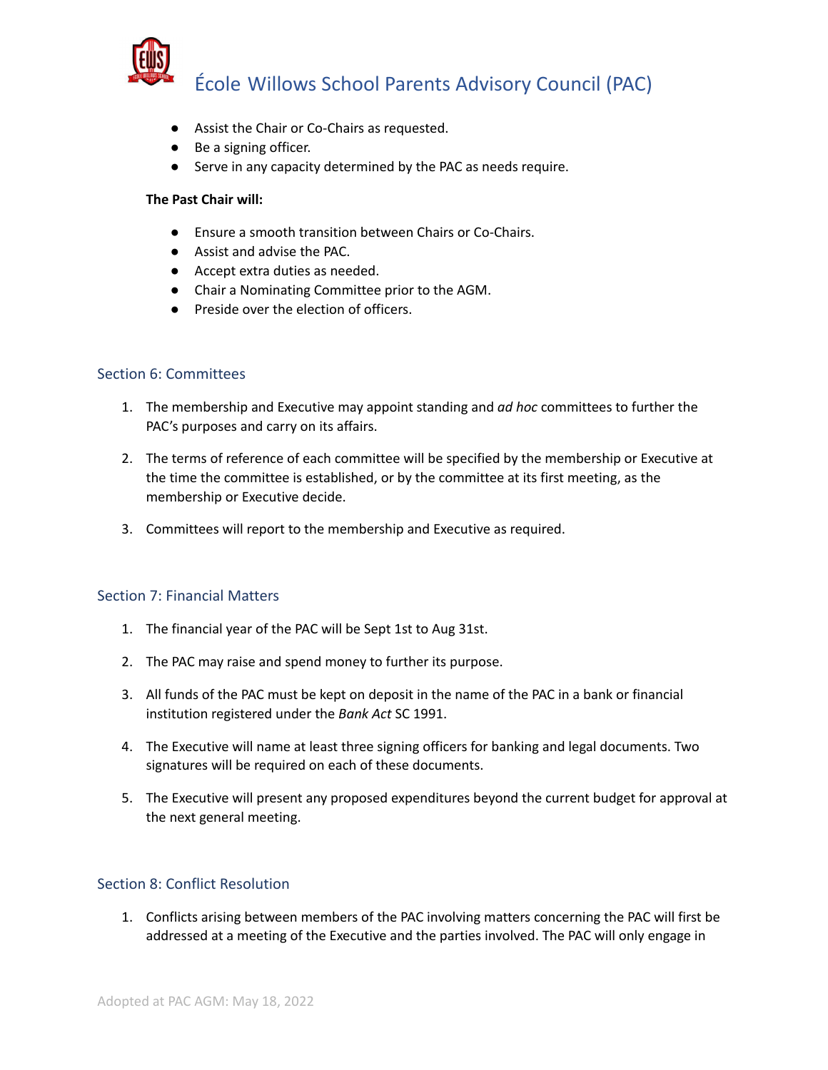- Assist the Chair or Co-Chairs as requested.
- Be a signing officer.
- Serve in any capacity determined by the PAC as needs require.

**The Past Chair will:**

- Ensure a smooth transition between Chairs or Co-Chairs.
- Assist and advise the PAC.
- Accept extra duties as needed.
- Chair a Nominating Committee prior to the AGM.
- Preside over the election of officers.

## Section 6: Committees

1. The membership and Executive may appoint standing and *ad hoc* committees to further the PAC's purposes and carry on its affairs.

2. The terms of reference of each committee will be specified by the membership or Executive at the time the committee is established, or by the committee at its first meeting, as the membership or Executive decide.

3. Committees will report to the membership and Executive as required.

## Section 7: Financial Matters

1. The financial year of the PAC will be Sept 1st to Aug 31st.

2. The PAC may raise and spend money to further its purpose.

3. All funds of the PAC must be kept on deposit in the name of the PAC in a bank or financial institution registered under the *Bank Act* SC 1991.

4. The Executive will name at least three signing officers for banking and legal documents. Two signatures will be required on each of these documents.

5. The Executive will present any proposed expenditures beyond the current budget for approval at the next general meeting.

## Section 8: Conflict Resolution

1. Conflicts arising between members of the PAC involving matters concerning the PAC will first be addressed at a meeting of the Executive and the parties involved. The PAC will only engage in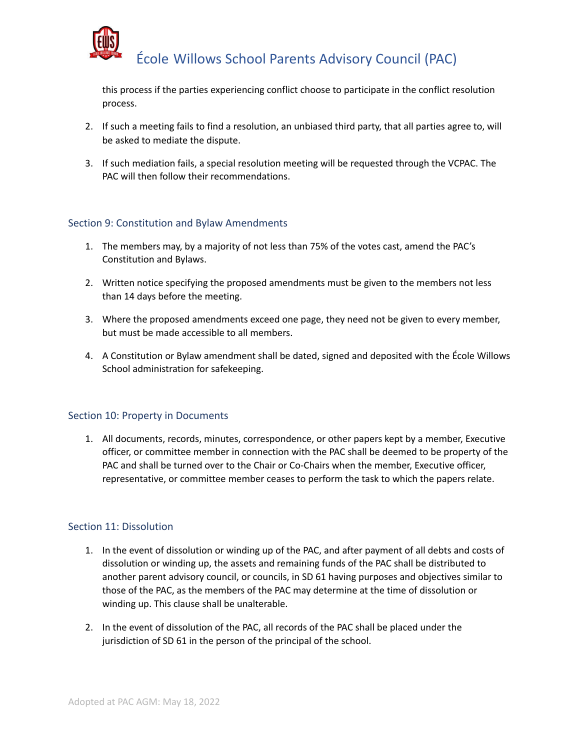this process if the parties experiencing conflict choose to participate in the conflict resolution process.

2. If such a meeting fails to find a resolution, an unbiased third party, that all parties agree to, will be asked to mediate the dispute.

3. If such mediation fails, a special resolution meeting will be requested through the VCPAC. The PAC will then follow their recommendations.

## Section 9: Constitution and Bylaw Amendments

1. The members may, by a majority of not less than 75% of the votes cast, amend the PAC's Constitution and Bylaws.

2. Written notice specifying the proposed amendments must be given to the members not less than 14 days before the meeting.

3. Where the proposed amendments exceed one page, they need not be given to every member, but must be made accessible to all members.

4. A Constitution or Bylaw amendment shall be dated, signed and deposited with the École Willows School administration for safekeeping.

## Section 10: Property in Documents

1. All documents, records, minutes, correspondence, or other papers kept by a member, Executive officer, or committee member in connection with the PAC shall be deemed to be property of the PAC and shall be turned over to the Chair or Co-Chairs when the member, Executive officer, representative, or committee member ceases to perform the task to which the papers relate.

## Section 11: Dissolution

1. In the event of dissolution or winding up of the PAC, and after payment of all debts and costs of dissolution or winding up, the assets and remaining funds of the PAC shall be distributed to another parent advisory council, or councils, in SD 61 having purposes and objectives similar to those of the PAC, as the members of the PAC may determine at the time of dissolution or winding up. This clause shall be unalterable.

2. In the event of dissolution of the PAC, all records of the PAC shall be placed under the jurisdiction of SD 61 in the person of the principal of the school.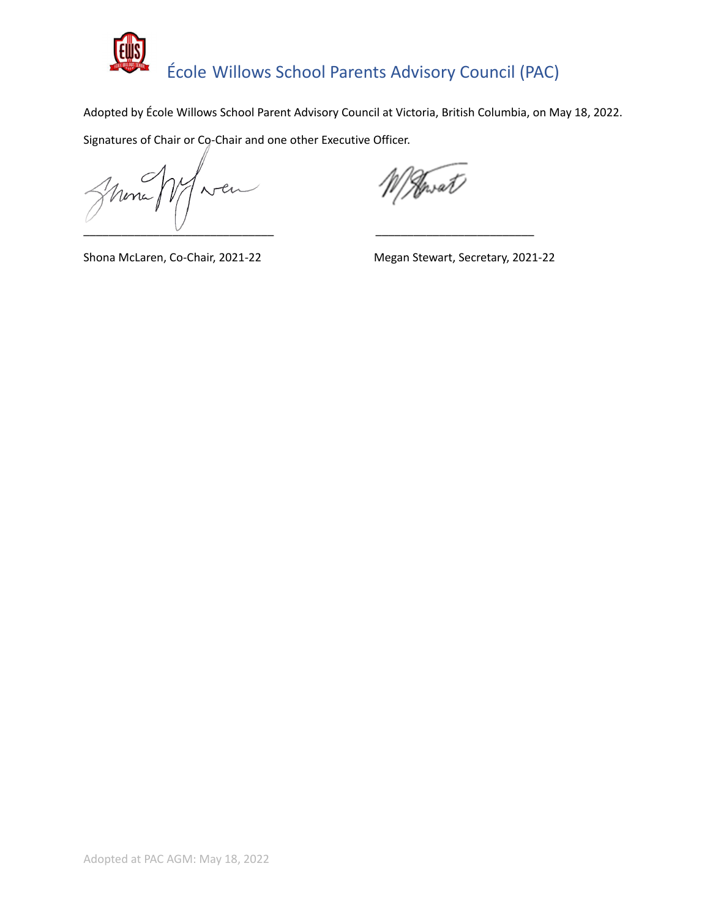# École Willows School Parents Advisory Council (PAC)

Adopted by École Willows School Parent Advisory Council at Victoria, British Columbia, on May 18, 2022.

Signatures of Chair or Co-Chair and one other Executive Officer.

| ______________________________ | ______________________________ |
|---|---|
| Shona McLaren, Co-Chair, 2021-22 | Megan Stewart, Secretary, 2021-22 |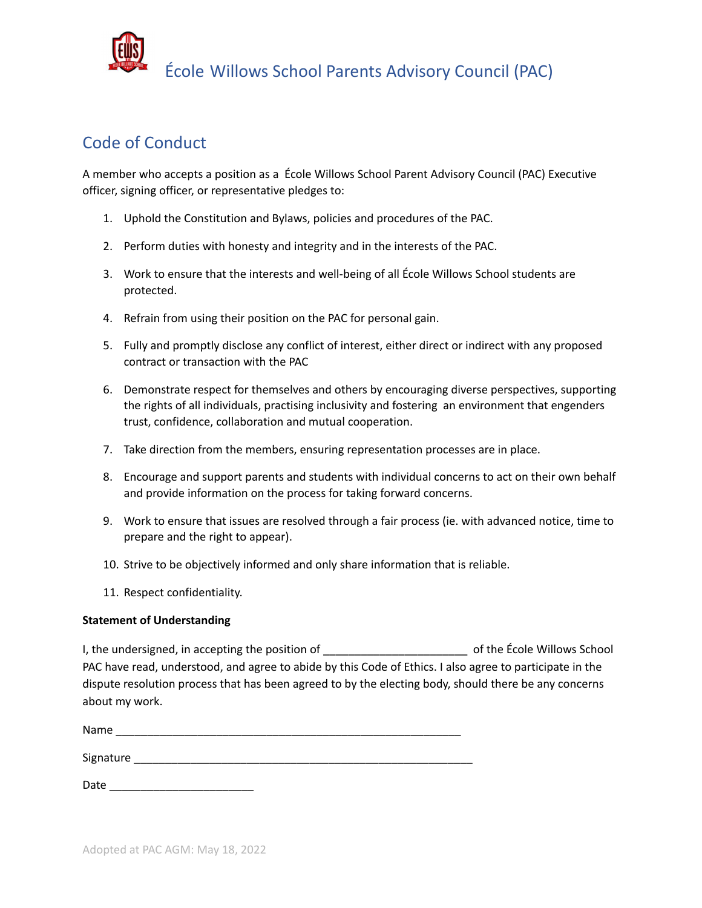# École Willows School Parents Advisory Council (PAC)

## Code of Conduct

A member who accepts a position as a École Willows School Parent Advisory Council (PAC) Executive officer, signing officer, or representative pledges to:

1. Uphold the Constitution and Bylaws, policies and procedures of the PAC.
2. Perform duties with honesty and integrity and in the interests of the PAC.
3. Work to ensure that the interests and well-being of all École Willows School students are protected.
4. Refrain from using their position on the PAC for personal gain.
5. Fully and promptly disclose any conflict of interest, either direct or indirect with any proposed contract or transaction with the PAC
6. Demonstrate respect for themselves and others by encouraging diverse perspectives, supporting the rights of all individuals, practising inclusivity and fostering an environment that engenders trust, confidence, collaboration and mutual cooperation.
7. Take direction from the members, ensuring representation processes are in place.
8. Encourage and support parents and students with individual concerns to act on their own behalf and provide information on the process for taking forward concerns.
9. Work to ensure that issues are resolved through a fair process (ie. with advanced notice, time to prepare and the right to appear).
10. Strive to be objectively informed and only share information that is reliable.
11. Respect confidentiality.

**Statement of Understanding**

I, the undersigned, in accepting the position of _______________________ of the École Willows School PAC have read, understood, and agree to abide by this Code of Ethics. I also agree to participate in the dispute resolution process that has been agreed to by the electing body, should there be any concerns about my work.

Name _______________________________________________________

Signature ______________________________________________________

Date _______________________

Adopted at PAC AGM: May 18, 2022